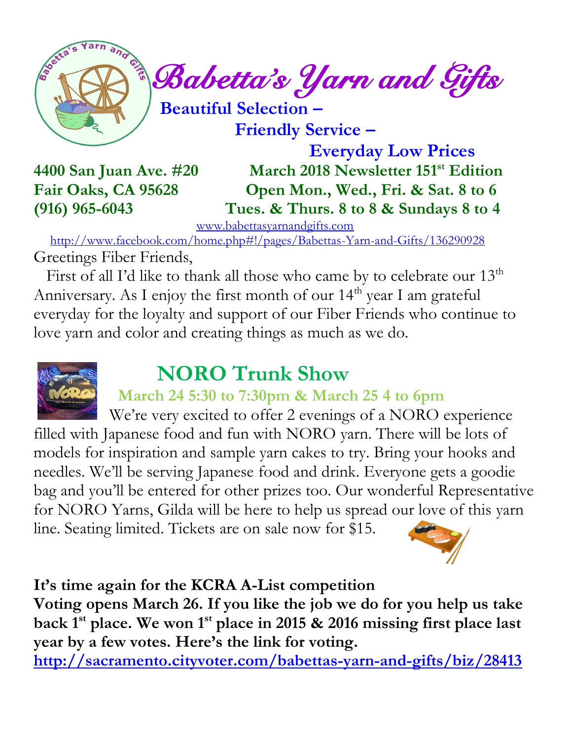# Babetta's Yarn and Gifts

**Beautiful Selection –**
**Friendly Service –**
**Everyday Low Prices**

**4400 San Juan Ave. #20**
**Fair Oaks, CA 95628**
**(916) 965-6043**

**March 2018 Newsletter 151st Edition**
**Open Mon., Wed., Fri. & Sat. 8 to 6**
**Tues. & Thurs. 8 to 8 & Sundays 8 to 4**

www.babettasyarnandgifts.com

http://www.facebook.com/home.php#!/pages/Babettas-Yarn-and-Gifts/136290928

Greetings Fiber Friends,

First of all I'd like to thank all those who came by to celebrate our 13th Anniversary. As I enjoy the first month of our 14th year I am grateful everyday for the loyalty and support of our Fiber Friends who continue to love yarn and color and creating things as much as we do.

## NORO Trunk Show

### March 24 5:30 to 7:30pm & March 25 4 to 6pm

We're very excited to offer 2 evenings of a NORO experience filled with Japanese food and fun with NORO yarn. There will be lots of models for inspiration and sample yarn cakes to try. Bring your hooks and needles. We'll be serving Japanese food and drink. Everyone gets a goodie bag and you'll be entered for other prizes too. Our wonderful Representative for NORO Yarns, Gilda will be here to help us spread our love of this yarn line. Seating limited. Tickets are on sale now for $15.

**It's time again for the KCRA A-List competition**
**Voting opens March 26. If you like the job we do for you help us take back 1st place. We won 1st place in 2015 & 2016 missing first place last year by a few votes. Here's the link for voting.**
**http://sacramento.cityvoter.com/babettas-yarn-and-gifts/biz/28413**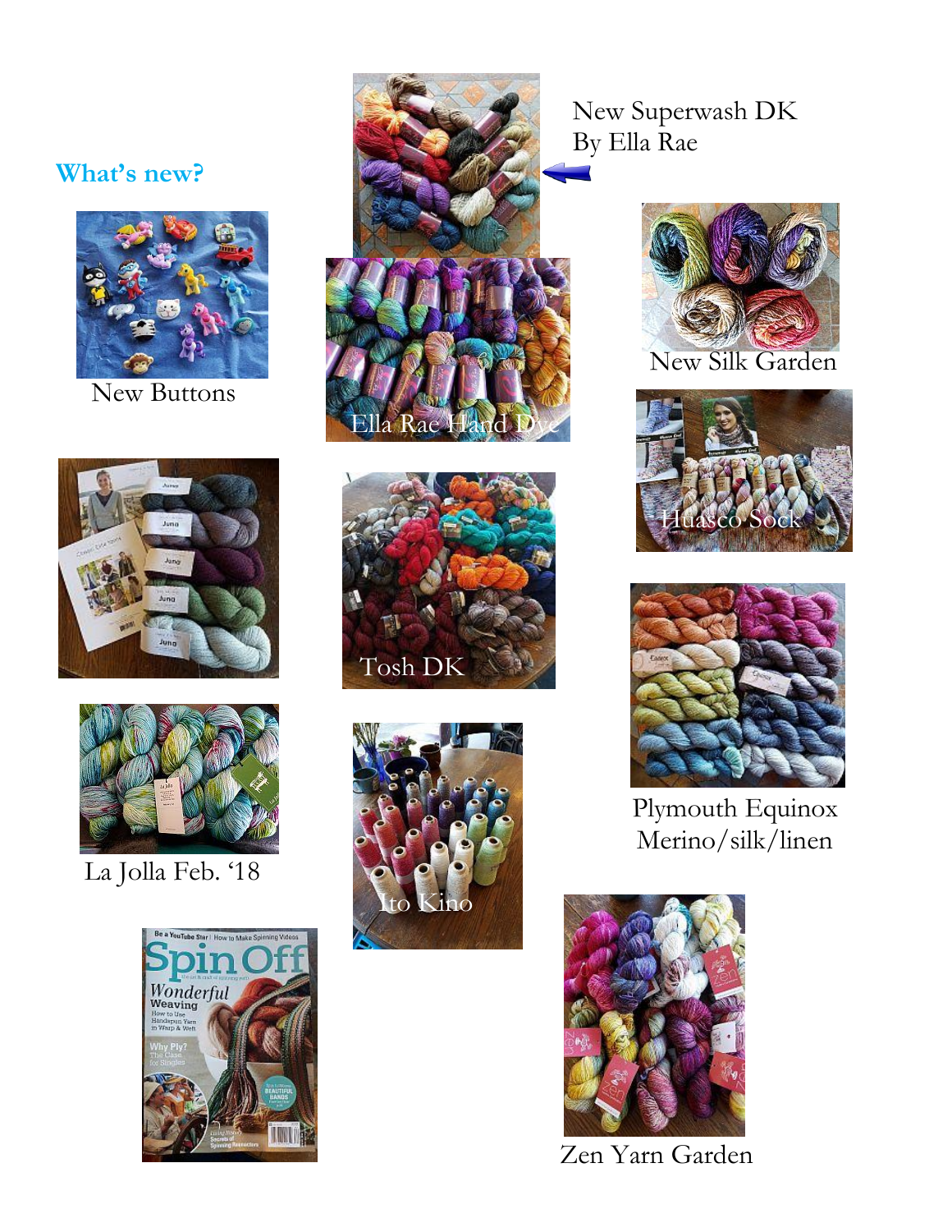## What's new?

New Superwash DK
By Ella Rae

New Buttons

Ella Rae Hand Dye

New Silk Garden

Huasco Sock

Tosh DK

Plymouth Equinox
Merino/silk/linen

La Jolla Feb. '18

Ito Kino

Zen Yarn Garden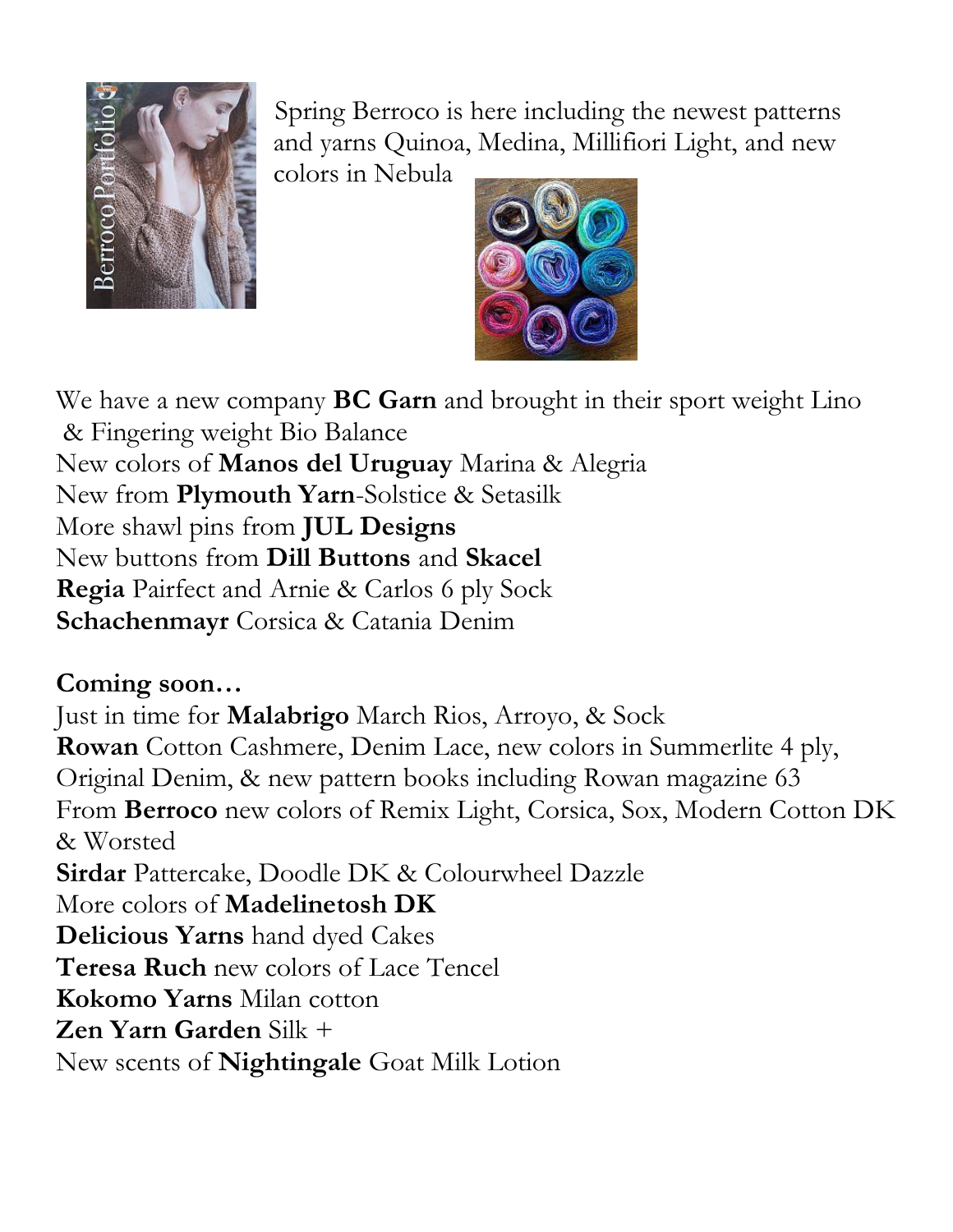Spring Berroco is here including the newest patterns and yarns Quinoa, Medina, Millifiori Light, and new colors in Nebula

We have a new company **BC Garn** and brought in their sport weight Lino & Fingering weight Bio Balance
New colors of **Manos del Uruguay** Marina & Alegria
New from **Plymouth Yarn**-Solstice & Setasilk
More shawl pins from **JUL Designs**
New buttons from **Dill Buttons** and **Skacel**
**Regia** Pairfect and Arnie & Carlos 6 ply Sock
**Schachenmayr** Corsica & Catania Denim

**Coming soon…**
Just in time for **Malabrigo** March Rios, Arroyo, & Sock
**Rowan** Cotton Cashmere, Denim Lace, new colors in Summerlite 4 ply, Original Denim, & new pattern books including Rowan magazine 63
From **Berroco** new colors of Remix Light, Corsica, Sox, Modern Cotton DK & Worsted
**Sirdar** Pattercake, Doodle DK & Colourwheel Dazzle
More colors of **Madelinetosh DK**
**Delicious Yarns** hand dyed Cakes
**Teresa Ruch** new colors of Lace Tencel
**Kokomo Yarns** Milan cotton
**Zen Yarn Garden** Silk +
New scents of **Nightingale** Goat Milk Lotion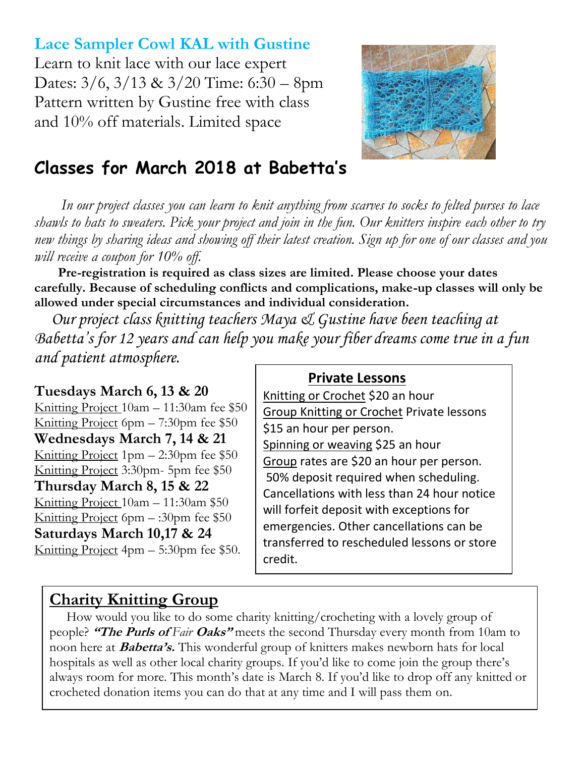## Lace Sampler Cowl KAL with Gustine

Learn to knit lace with our lace expert
Dates: 3/6, 3/13 & 3/20 Time: 6:30 – 8pm
Pattern written by Gustine free with class and 10% off materials. Limited space

# Classes for March 2018 at Babetta's

*In our project classes you can learn to knit anything from scarves to socks to felted purses to lace shawls to hats to sweaters. Pick your project and join in the fun. Our knitters inspire each other to try new things by sharing ideas and showing off their latest creation. Sign up for one of our classes and you will receive a coupon for 10% off.*

**Pre-registration is required as class sizes are limited. Please choose your dates carefully. Because of scheduling conflicts and complications, make-up classes will only be allowed under special circumstances and individual consideration.**

*Our project class knitting teachers Maya & Gustine have been teaching at Babetta's for 12 years and can help you make your fiber dreams come true in a fun and patient atmosphere.*

**Tuesdays March 6, 13 & 20**
Knitting Project 10am – 11:30am fee $50
Knitting Project 6pm – 7:30pm fee $50

**Wednesdays March 7, 14 & 21**
Knitting Project 1pm – 2:30pm fee $50
Knitting Project 3:30pm- 5pm fee $50

**Thursday March 8, 15 & 22**
Knitting Project 10am – 11:30am $50
Knitting Project 6pm – :30pm fee $50

**Saturdays March 10,17 & 24**
Knitting Project 4pm – 5:30pm fee $50.

## Private Lessons

Knitting or Crochet $20 an hour
Group Knitting or Crochet Private lessons $15 an hour per person.
Spinning or weaving $25 an hour
Group rates are $20 an hour per person.
50% deposit required when scheduling. Cancellations with less than 24 hour notice will forfeit deposit with exceptions for emergencies. Other cancellations can be transferred to rescheduled lessons or store credit.

## Charity Knitting Group

How would you like to do some charity knitting/crocheting with a lovely group of people? ***"The Purls of** Fair* ***Oaks"*** meets the second Thursday every month from 10am to noon here at ***Babetta's.*** This wonderful group of knitters makes newborn hats for local hospitals as well as other local charity groups. If you'd like to come join the group there's always room for more. This month's date is March 8. If you'd like to drop off any knitted or crocheted donation items you can do that at any time and I will pass them on.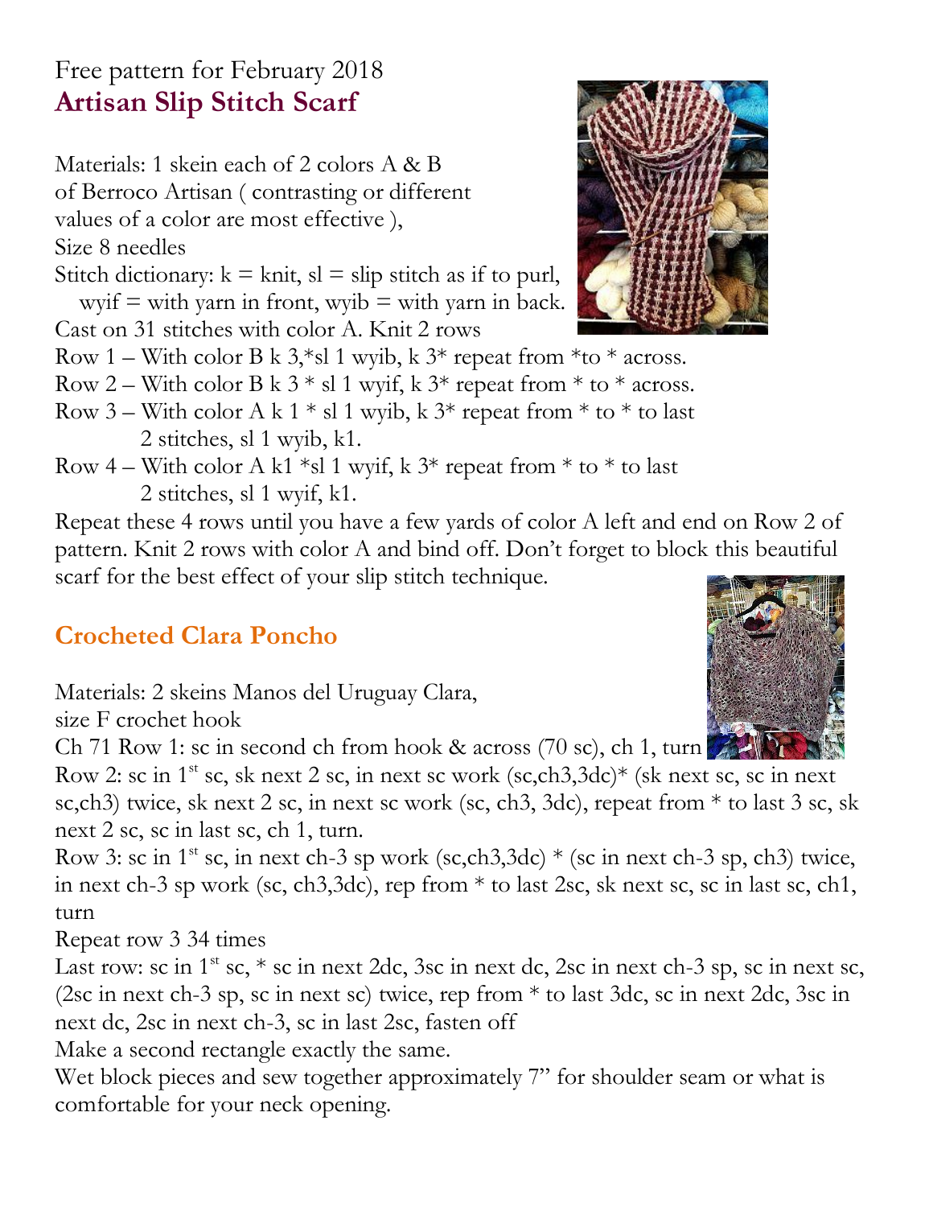Free pattern for February 2018

## Artisan Slip Stitch Scarf

Materials: 1 skein each of 2 colors A & B of Berroco Artisan ( contrasting or different values of a color are most effective ),
Size 8 needles
Stitch dictionary: k = knit, sl = slip stitch as if to purl, wyif = with yarn in front, wyib = with yarn in back.
Cast on 31 stitches with color A. Knit 2 rows
Row 1 – With color B k 3,*sl 1 wyib, k 3* repeat from *to * across.
Row 2 – With color B k 3 * sl 1 wyif, k 3* repeat from * to * across.
Row 3 – With color A k 1 * sl 1 wyib, k 3* repeat from * to * to last 2 stitches, sl 1 wyib, k1.
Row 4 – With color A k1 *sl 1 wyif, k 3* repeat from * to * to last 2 stitches, sl 1 wyif, k1.
Repeat these 4 rows until you have a few yards of color A left and end on Row 2 of pattern. Knit 2 rows with color A and bind off. Don't forget to block this beautiful scarf for the best effect of your slip stitch technique.

## Crocheted Clara Poncho

Materials: 2 skeins Manos del Uruguay Clara,
size F crochet hook
Ch 71 Row 1: sc in second ch from hook & across (70 sc), ch 1, turn
Row 2: sc in 1st sc, sk next 2 sc, in next sc work (sc,ch3,3dc)* (sk next sc, sc in next sc,ch3) twice, sk next 2 sc, in next sc work (sc, ch3, 3dc), repeat from * to last 3 sc, sk next 2 sc, sc in last sc, ch 1, turn.
Row 3: sc in 1st sc, in next ch-3 sp work (sc,ch3,3dc) * (sc in next ch-3 sp, ch3) twice, in next ch-3 sp work (sc, ch3,3dc), rep from * to last 2sc, sk next sc, sc in last sc, ch1, turn
Repeat row 3 34 times
Last row: sc in 1st sc, * sc in next 2dc, 3sc in next dc, 2sc in next ch-3 sp, sc in next sc, (2sc in next ch-3 sp, sc in next sc) twice, rep from * to last 3dc, sc in next 2dc, 3sc in next dc, 2sc in next ch-3, sc in last 2sc, fasten off
Make a second rectangle exactly the same.
Wet block pieces and sew together approximately 7" for shoulder seam or what is comfortable for your neck opening.